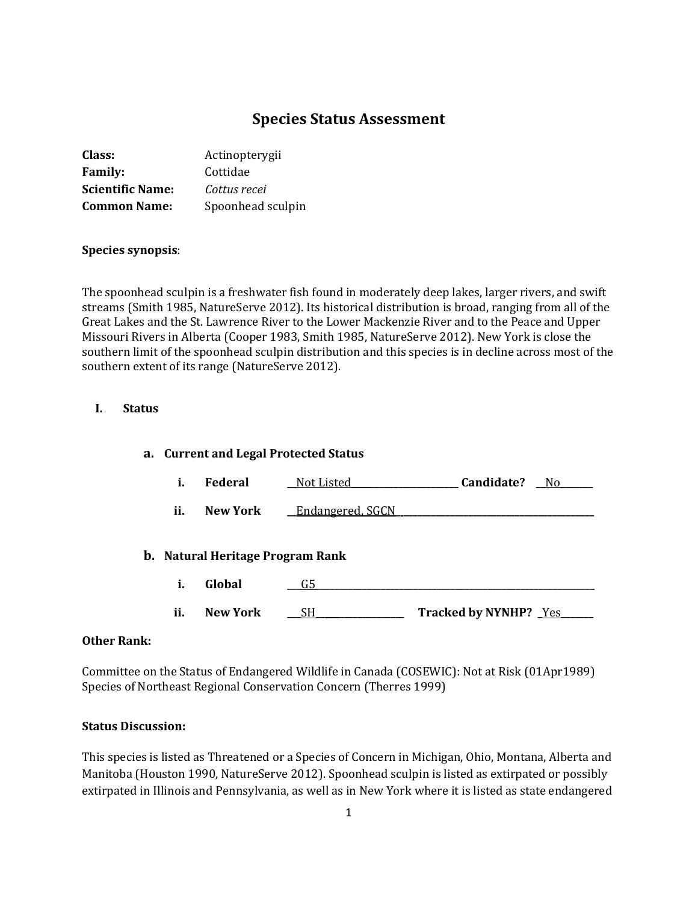# Species Status Assessment

**Class:** Actinopterygii
**Family:** Cottidae
**Scientific Name:** *Cottus recei*
**Common Name:** Spoonhead sculpin

**Species synopsis**:

The spoonhead sculpin is a freshwater fish found in moderately deep lakes, larger rivers, and swift streams (Smith 1985, NatureServe 2012). Its historical distribution is broad, ranging from all of the Great Lakes and the St. Lawrence River to the Lower Mackenzie River and to the Peace and Upper Missouri Rivers in Alberta (Cooper 1983, Smith 1985, NatureServe 2012). New York is close the southern limit of the spoonhead sculpin distribution and this species is in decline across most of the southern extent of its range (NatureServe 2012).

## I. Status

### a. Current and Legal Protected Status

i. **Federal** Not Listed **Candidate?** No

ii. **New York** Endangered, SGCN

### b. Natural Heritage Program Rank

i. **Global** G5

ii. **New York** SH **Tracked by NYNHP?** Yes

**Other Rank:**

Committee on the Status of Endangered Wildlife in Canada (COSEWIC): Not at Risk (01Apr1989)
Species of Northeast Regional Conservation Concern (Therres 1999)

**Status Discussion:**

This species is listed as Threatened or a Species of Concern in Michigan, Ohio, Montana, Alberta and Manitoba (Houston 1990, NatureServe 2012). Spoonhead sculpin is listed as extirpated or possibly extirpated in Illinois and Pennsylvania, as well as in New York where it is listed as state endangered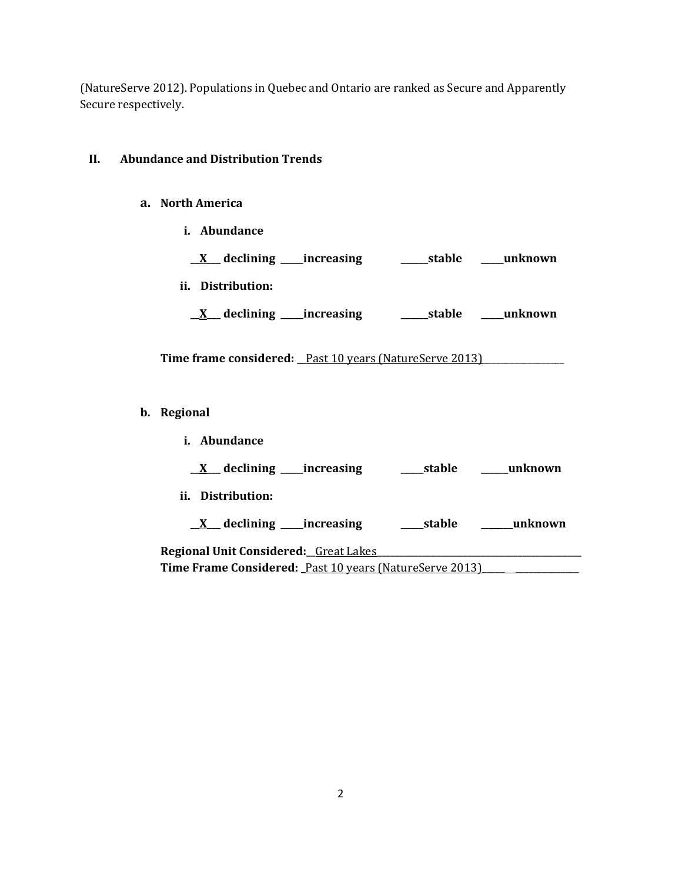(NatureServe 2012). Populations in Quebec and Ontario are ranked as Secure and Apparently Secure respectively.

## II. Abundance and Distribution Trends

### a. North America

**i. Abundance**

**__X__ declining _____increasing ______stable _____unknown**

**ii. Distribution:**

**__X__ declining _____increasing ______stable _____unknown**

**Time frame considered:** __Past 10 years (NatureServe 2013)__________________

### b. Regional

**i. Abundance**

**__X__ declining _____increasing _____stable ______unknown**

**ii. Distribution:**

**__X__ declining _____increasing _____stable ______unknown**

**Regional Unit Considered:**__Great Lakes_______________________________________________
**Time Frame Considered:** _Past 10 years (NatureServe 2013)___________________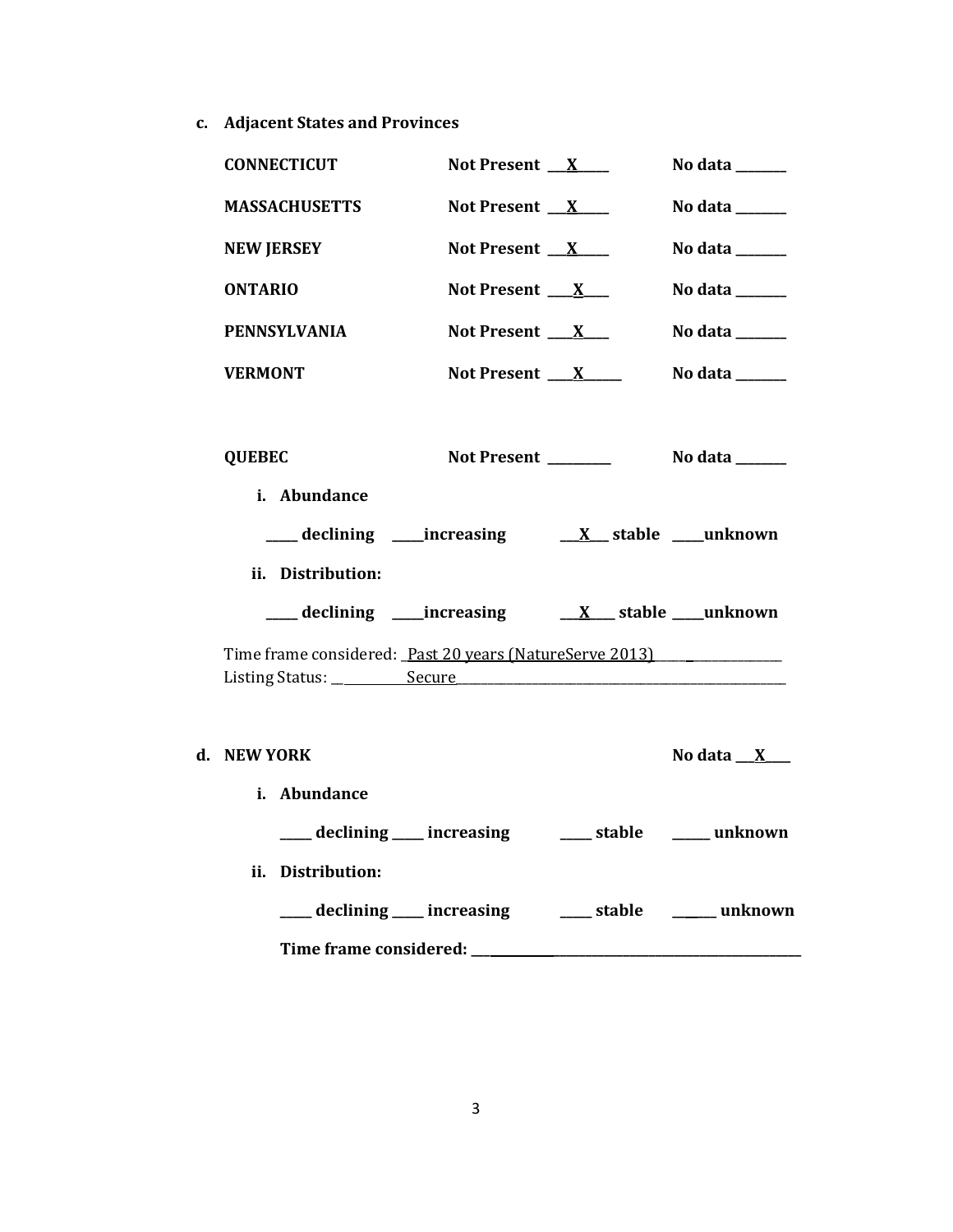**c. Adjacent States and Provinces**

| | | |
|---|---|---|
| **CONNECTICUT** | **Not Present \_\_X\_\_** | **No data \_\_\_\_** |
| **MASSACHUSETTS** | **Not Present \_\_X\_\_** | **No data \_\_\_\_** |
| **NEW JERSEY** | **Not Present \_\_X\_\_** | **No data \_\_\_\_** |
| **ONTARIO** | **Not Present \_\_X\_\_** | **No data \_\_\_\_** |
| **PENNSYLVANIA** | **Not Present \_\_X\_\_** | **No data \_\_\_\_** |
| **VERMONT** | **Not Present \_\_X\_\_** | **No data \_\_\_\_** |

**QUEBEC** **Not Present \_\_\_\_\_** **No data \_\_\_\_**

**i. Abundance**

**\_\_\_\_ declining \_\_\_\_increasing \_\_X\_\_ stable \_\_\_\_unknown**

**ii. Distribution:**

**\_\_\_\_ declining \_\_\_\_increasing \_\_X\_\_ stable \_\_\_\_unknown**

Time frame considered: Past 20 years (NatureServe 2013)
Listing Status: Secure

**d. NEW YORK** **No data \_\_X\_\_**

**i. Abundance**

**\_\_\_\_ declining \_\_\_\_ increasing \_\_\_\_ stable \_\_\_\_ unknown**

**ii. Distribution:**

**\_\_\_\_ declining \_\_\_\_ increasing \_\_\_\_ stable \_\_\_\_ unknown**

**Time frame considered: \_\_\_\_\_\_\_\_\_\_\_\_\_\_\_\_\_\_\_\_**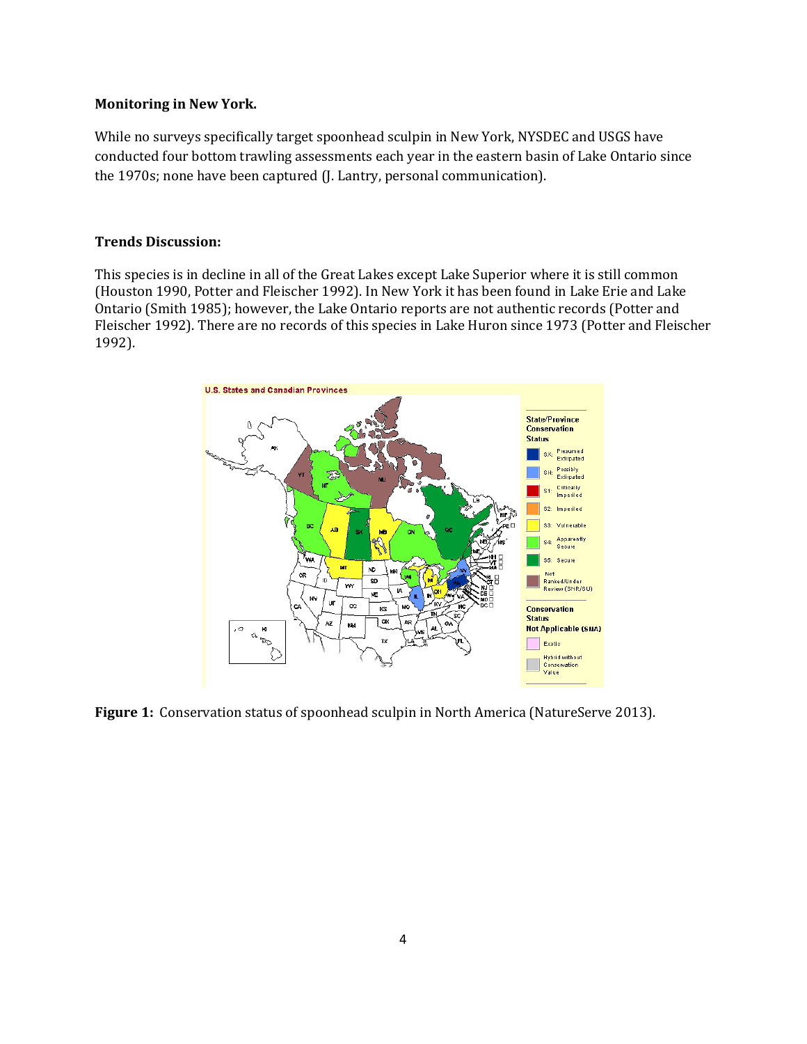**Monitoring in New York.**

While no surveys specifically target spoonhead sculpin in New York, NYSDEC and USGS have conducted four bottom trawling assessments each year in the eastern basin of Lake Ontario since the 1970s; none have been captured (J. Lantry, personal communication).

**Trends Discussion:**

This species is in decline in all of the Great Lakes except Lake Superior where it is still common (Houston 1990, Potter and Fleischer 1992). In New York it has been found in Lake Erie and Lake Ontario (Smith 1985); however, the Lake Ontario reports are not authentic records (Potter and Fleischer 1992). There are no records of this species in Lake Huron since 1973 (Potter and Fleischer 1992).

**Figure 1:** Conservation status of spoonhead sculpin in North America (NatureServe 2013).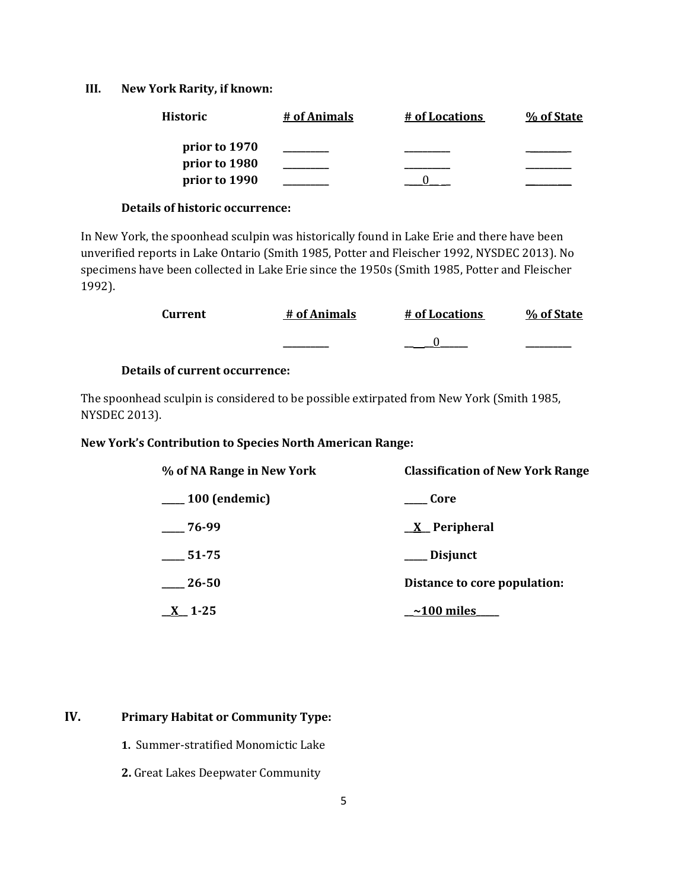### III. New York Rarity, if known:

| Historic | # of Animals | # of Locations | % of State |
|---|---|---|---|
| prior to 1970 | _________ | _________ | _________ |
| prior to 1980 | _________ | _________ | _________ |
| prior to 1990 | _________ | ___0__ __ | _________ |

**Details of historic occurrence:**

In New York, the spoonhead sculpin was historically found in Lake Erie and there have been unverified reports in Lake Ontario (Smith 1985, Potter and Fleischer 1992, NYSDEC 2013). No specimens have been collected in Lake Erie since the 1950s (Smith 1985, Potter and Fleischer 1992).

| Current | # of Animals | # of Locations | % of State |
|---|---|---|---|
| | _________ | __ __0______ | _________ |

**Details of current occurrence:**

The spoonhead sculpin is considered to be possible extirpated from New York (Smith 1985, NYSDEC 2013).

**New York's Contribution to Species North American Range:**

| % of NA Range in New York | Classification of New York Range |
|---|---|
| _____ 100 (endemic) | _____ Core |
| _____ 76-99 | __X__ Peripheral |
| _____ 51-75 | _____ Disjunct |
| _____ 26-50 | **Distance to core population:** |
| __X__ 1-25 | __~100 miles_____ |

### IV. Primary Habitat or Community Type:

**1.** Summer-stratified Monomictic Lake

**2.** Great Lakes Deepwater Community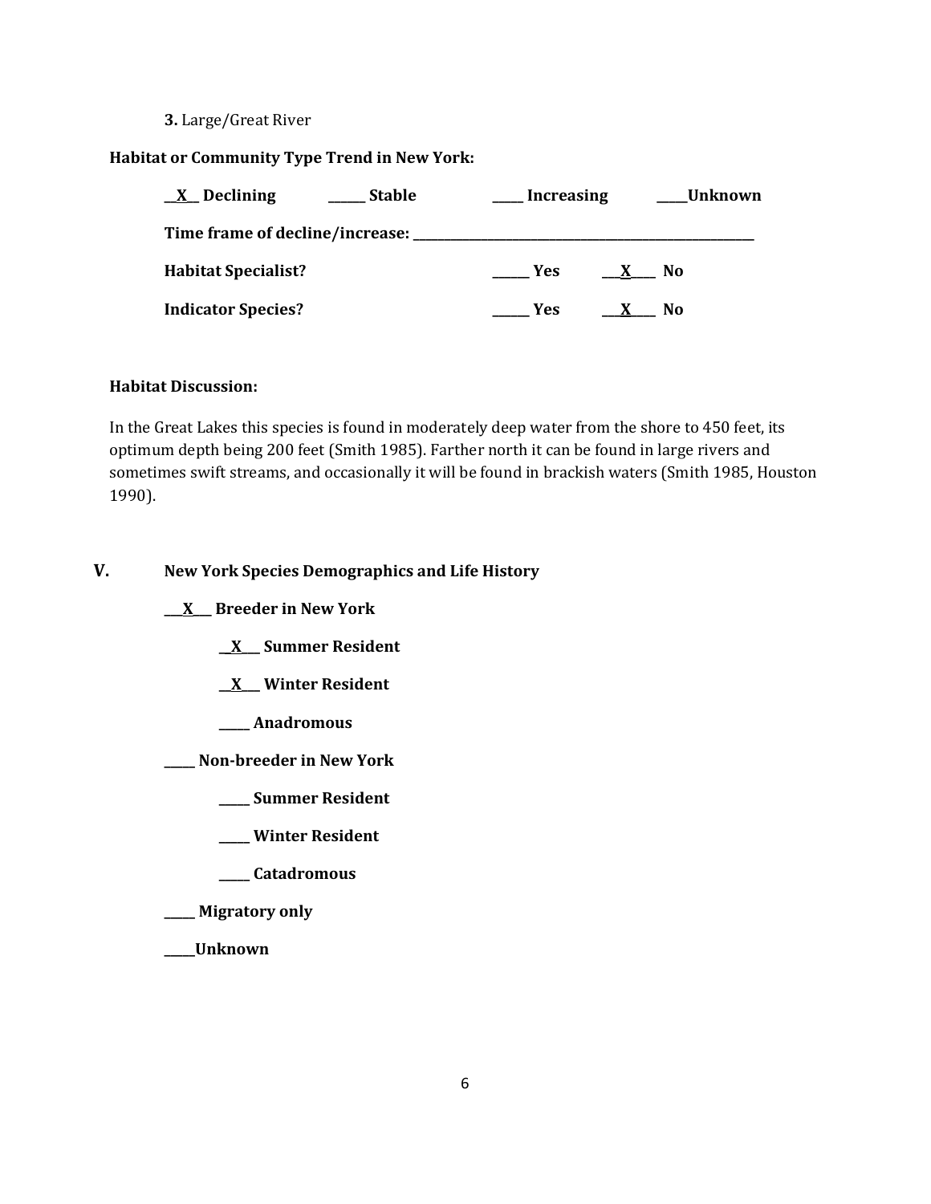**3.** Large/Great River

**Habitat or Community Type Trend in New York:**

__X__ Declining ______ Stable _____ Increasing _____Unknown

**Time frame of decline/increase:** ___________________________________________

**Habitat Specialist?** ______ Yes ___X___ No

**Indicator Species?** ______ Yes ___X___ No

**Habitat Discussion:**

In the Great Lakes this species is found in moderately deep water from the shore to 450 feet, its optimum depth being 200 feet (Smith 1985). Farther north it can be found in large rivers and sometimes swift streams, and occasionally it will be found in brackish waters (Smith 1985, Houston 1990).

## V. New York Species Demographics and Life History

___X___ Breeder in New York

__X___ Summer Resident

__X___ Winter Resident

_____ Anadromous

_____ Non-breeder in New York

_____ Summer Resident

_____ Winter Resident

_____ Catadromous

_____ Migratory only

_____Unknown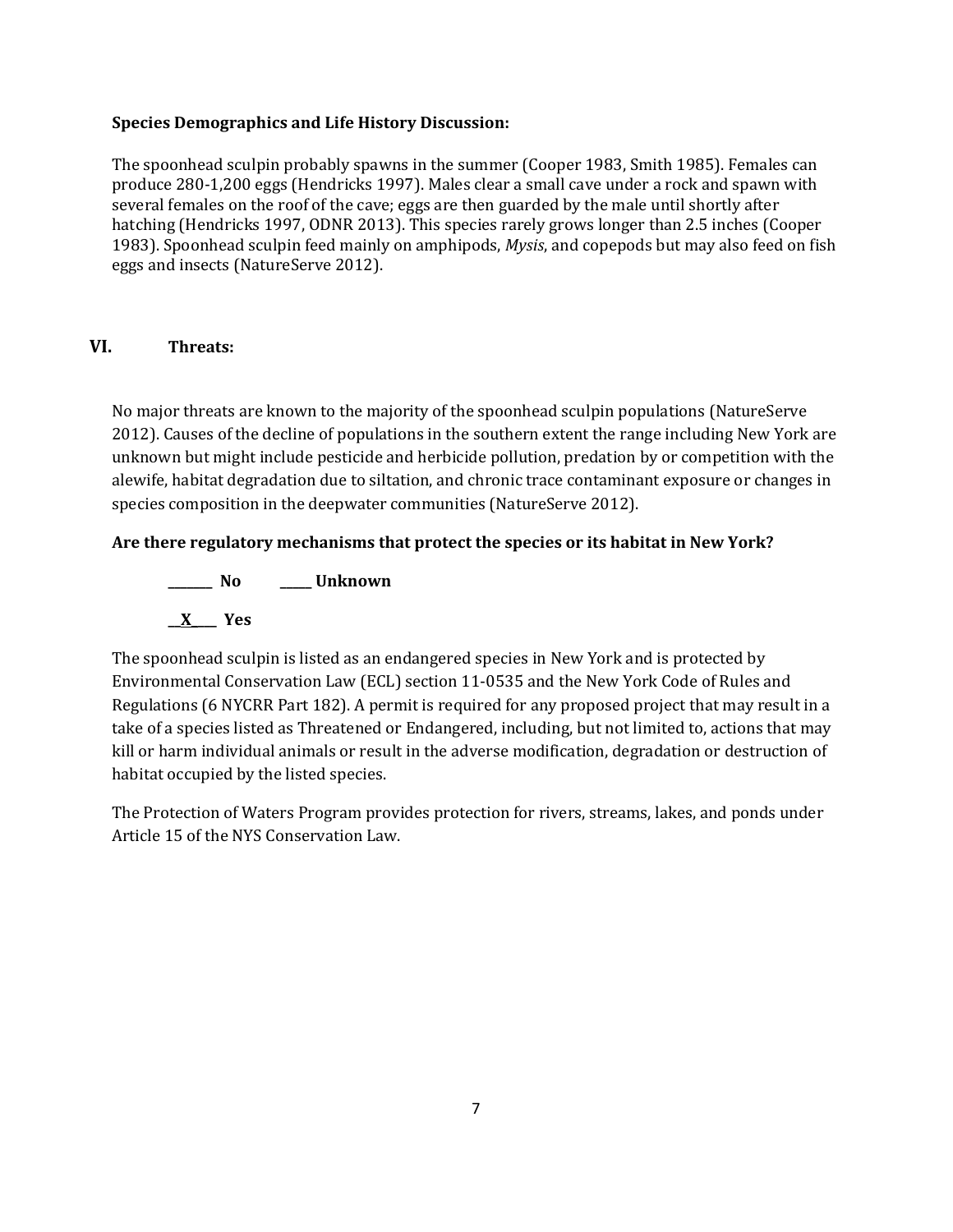**Species Demographics and Life History Discussion:**

The spoonhead sculpin probably spawns in the summer (Cooper 1983, Smith 1985). Females can produce 280-1,200 eggs (Hendricks 1997). Males clear a small cave under a rock and spawn with several females on the roof of the cave; eggs are then guarded by the male until shortly after hatching (Hendricks 1997, ODNR 2013). This species rarely grows longer than 2.5 inches (Cooper 1983). Spoonhead sculpin feed mainly on amphipods, *Mysis*, and copepods but may also feed on fish eggs and insects (NatureServe 2012).

## VI. Threats:

No major threats are known to the majority of the spoonhead sculpin populations (NatureServe 2012). Causes of the decline of populations in the southern extent the range including New York are unknown but might include pesticide and herbicide pollution, predation by or competition with the alewife, habitat degradation due to siltation, and chronic trace contaminant exposure or changes in species composition in the deepwater communities (NatureServe 2012).

**Are there regulatory mechanisms that protect the species or its habitat in New York?**

**_______ No _____ Unknown**

**__X____ Yes**

The spoonhead sculpin is listed as an endangered species in New York and is protected by Environmental Conservation Law (ECL) section 11-0535 and the New York Code of Rules and Regulations (6 NYCRR Part 182). A permit is required for any proposed project that may result in a take of a species listed as Threatened or Endangered, including, but not limited to, actions that may kill or harm individual animals or result in the adverse modification, degradation or destruction of habitat occupied by the listed species.

The Protection of Waters Program provides protection for rivers, streams, lakes, and ponds under Article 15 of the NYS Conservation Law.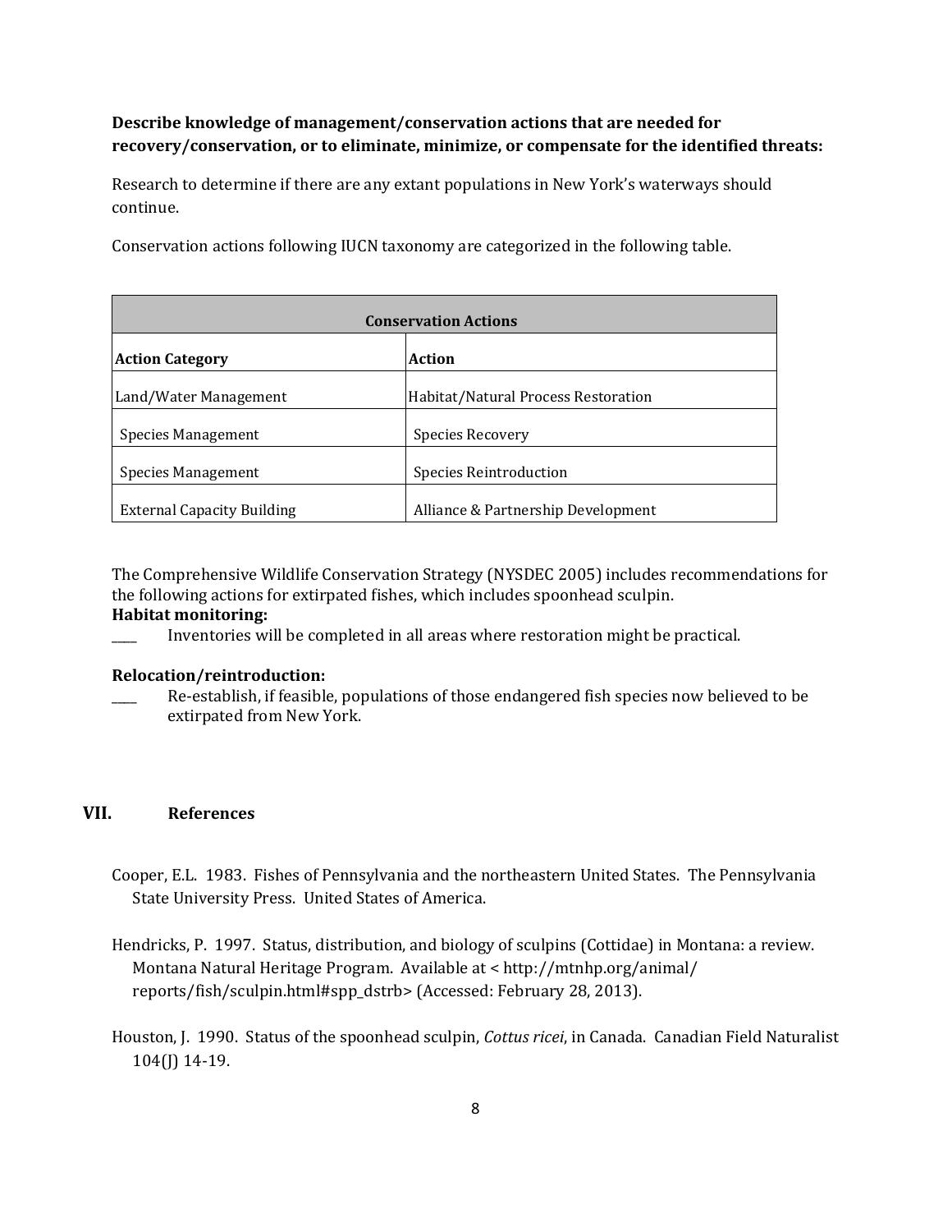**Describe knowledge of management/conservation actions that are needed for recovery/conservation, or to eliminate, minimize, or compensate for the identified threats:**

Research to determine if there are any extant populations in New York's waterways should continue.

Conservation actions following IUCN taxonomy are categorized in the following table.

| **Conservation Actions** | |
|---|---|
| **Action Category** | **Action** |
| Land/Water Management | Habitat/Natural Process Restoration |
| Species Management | Species Recovery |
| Species Management | Species Reintroduction |
| External Capacity Building | Alliance & Partnership Development |

The Comprehensive Wildlife Conservation Strategy (NYSDEC 2005) includes recommendations for the following actions for extirpated fishes, which includes spoonhead sculpin.

**Habitat monitoring:**

____ Inventories will be completed in all areas where restoration might be practical.

**Relocation/reintroduction:**

____ Re-establish, if feasible, populations of those endangered fish species now believed to be extirpated from New York.

## VII. References

Cooper, E.L. 1983. Fishes of Pennsylvania and the northeastern United States. The Pennsylvania State University Press. United States of America.

Hendricks, P. 1997. Status, distribution, and biology of sculpins (Cottidae) in Montana: a review. Montana Natural Heritage Program. Available at < http://mtnhp.org/animal/reports/fish/sculpin.html#spp_dstrb> (Accessed: February 28, 2013).

Houston, J. 1990. Status of the spoonhead sculpin, *Cottus ricei*, in Canada. Canadian Field Naturalist 104(J) 14-19.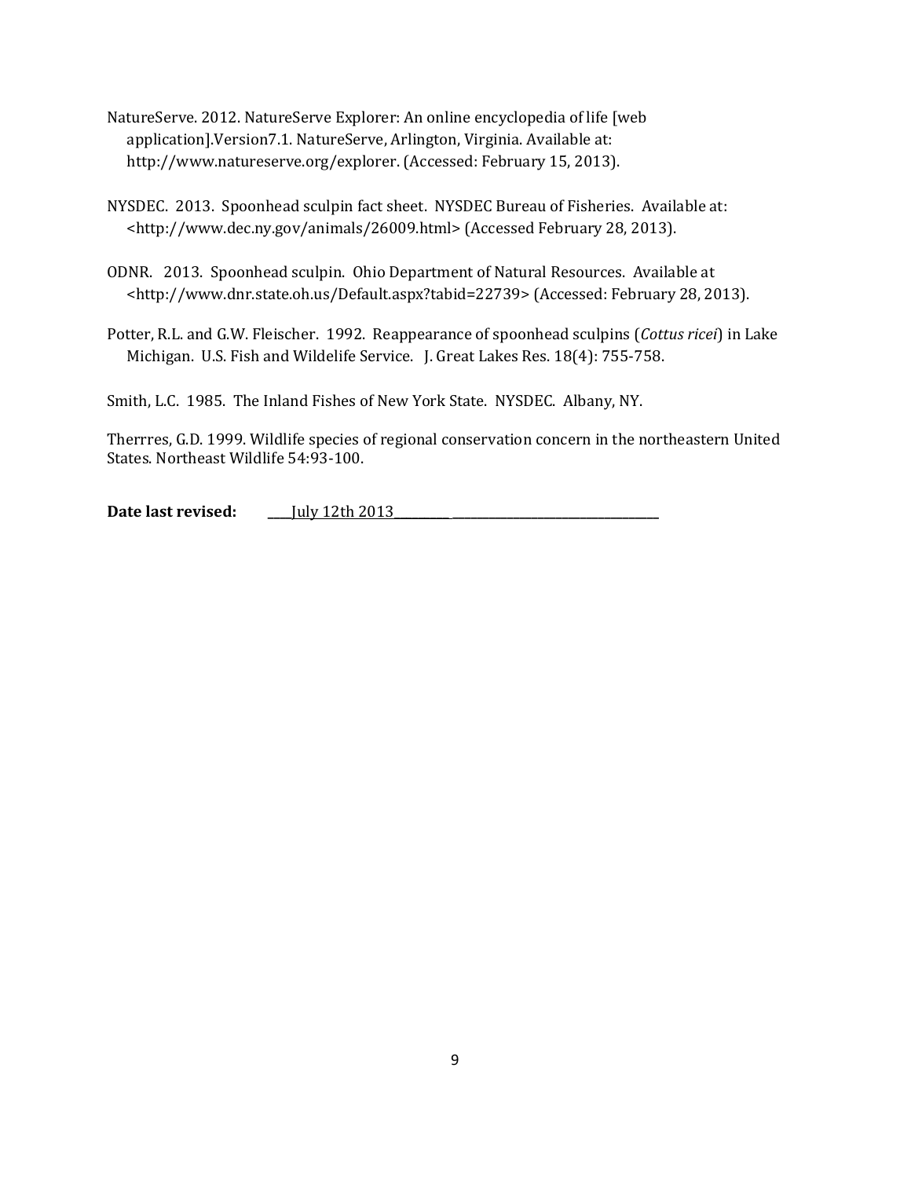NatureServe. 2012. NatureServe Explorer: An online encyclopedia of life [web application].Version7.1. NatureServe, Arlington, Virginia. Available at: http://www.natureserve.org/explorer. (Accessed: February 15, 2013).

NYSDEC. 2013. Spoonhead sculpin fact sheet. NYSDEC Bureau of Fisheries. Available at: <http://www.dec.ny.gov/animals/26009.html> (Accessed February 28, 2013).

ODNR. 2013. Spoonhead sculpin. Ohio Department of Natural Resources. Available at <http://www.dnr.state.oh.us/Default.aspx?tabid=22739> (Accessed: February 28, 2013).

Potter, R.L. and G.W. Fleischer. 1992. Reappearance of spoonhead sculpins (*Cottus ricei*) in Lake Michigan. U.S. Fish and Wildelife Service. J. Great Lakes Res. 18(4): 755-758.

Smith, L.C. 1985. The Inland Fishes of New York State. NYSDEC. Albany, NY.

Therrres, G.D. 1999. Wildlife species of regional conservation concern in the northeastern United States. Northeast Wildlife 54:93-100.

**Date last revised:** ____July 12th 2013__________ __________________________________